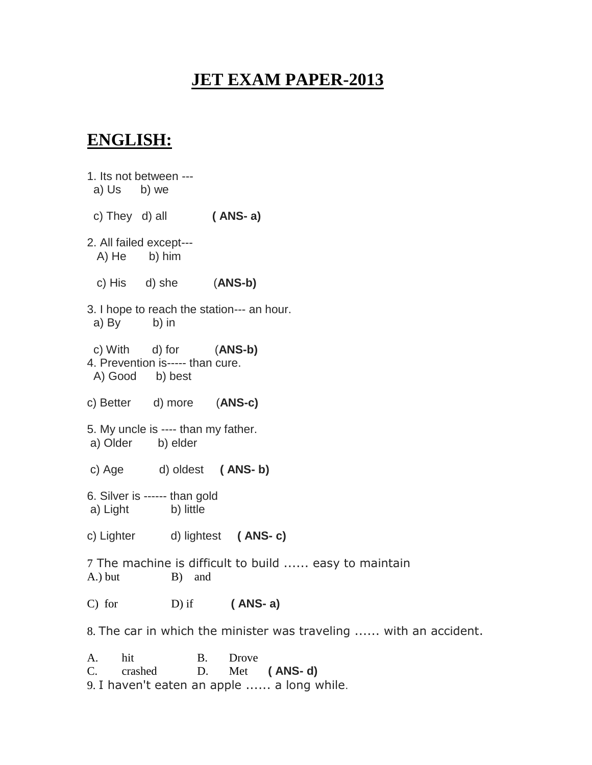# JET EXAM PAPER-2013

## ENGLISH:

1. Its not between ---
   a) Us  b) we

   c) They  d) all  **( ANS- a)**

2. All failed except---
   A) He  b) him

   c) His  d) she  (**ANS-b)**

3. I hope to reach the station--- an hour.
   a) By  b) in

   c) With  d) for  (**ANS-b)**

4. Prevention is----- than cure.
   A) Good  b) best

   c) Better  d) more  (**ANS-c)**

5. My uncle is ---- than my father.
   a) Older  b) elder

   c) Age  d) oldest  **( ANS- b)**

6. Silver is ------ than gold
   a) Light  b) little

   c) Lighter  d) lightest  **( ANS- c)**

7 The machine is difficult to build ...... easy to maintain
A.) but  B) and

C) for  D) if  **( ANS- a)**

8. The car in which the minister was traveling ...... with an accident.

A. hit  B. Drove
C. crashed  D. Met  **( ANS- d)**

9. I haven't eaten an apple ...... a long while.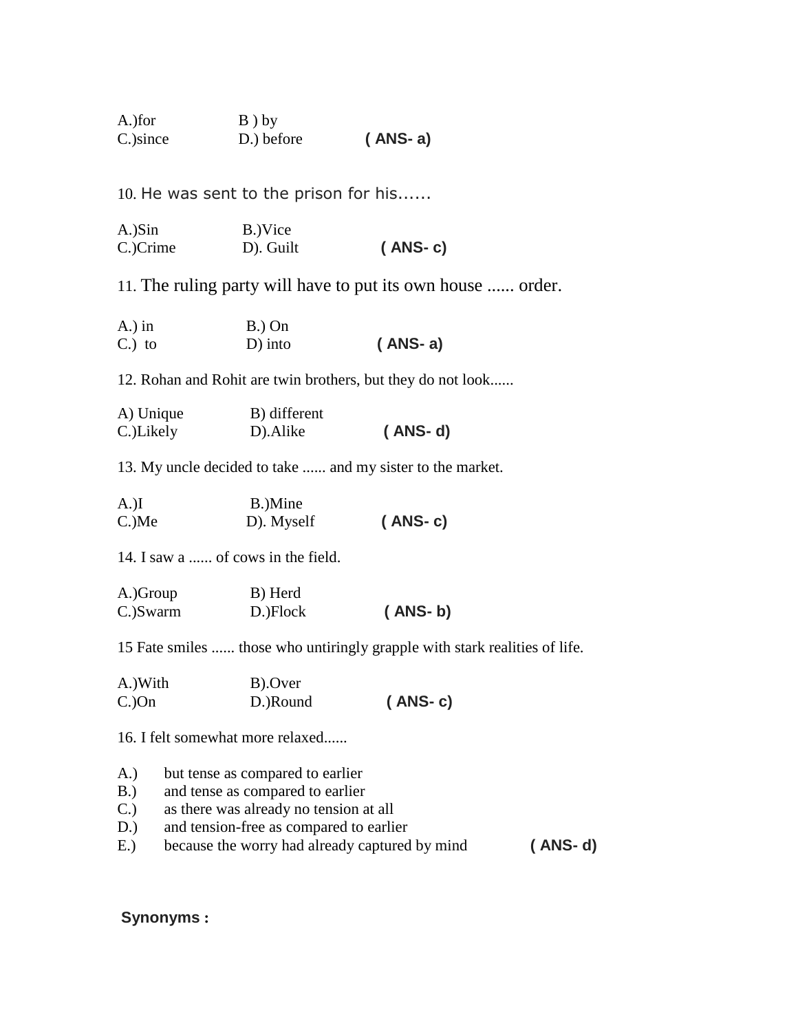A.)for B ) by
C.)since D.) before **( ANS- a)**

10. He was sent to the prison for his......

A.)Sin B.)Vice
C.)Crime D). Guilt **( ANS- c)**

11. The ruling party will have to put its own house ...... order.

A.) in B.) On
C.) to D) into **( ANS- a)**

12. Rohan and Rohit are twin brothers, but they do not look......

A) Unique B) different
C.)Likely D).Alike **( ANS- d)**

13. My uncle decided to take ...... and my sister to the market.

A.)I B.)Mine
C.)Me D). Myself **( ANS- c)**

14. I saw a ...... of cows in the field.

A.)Group B) Herd
C.)Swarm D.)Flock **( ANS- b)**

15 Fate smiles ...... those who untiringly grapple with stark realities of life.

A.)With B).Over
C.)On D.)Round **( ANS- c)**

16. I felt somewhat more relaxed......

A.) but tense as compared to earlier
B.) and tense as compared to earlier
C.) as there was already no tension at all
D.) and tension-free as compared to earlier
E.) because the worry had already captured by mind **( ANS- d)**

**Synonyms :**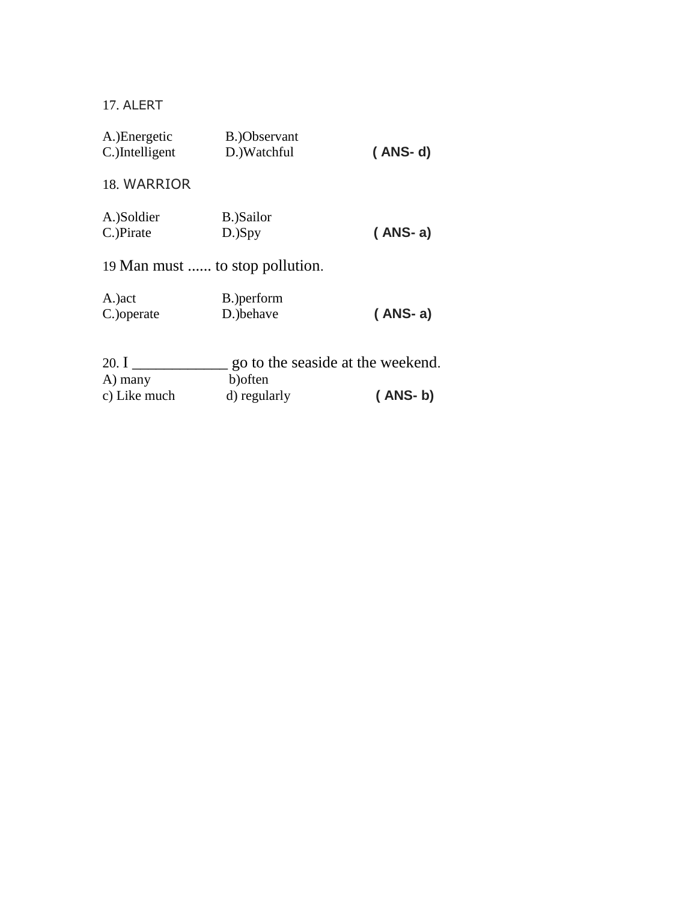17. ALERT

A.)Energetic B.)Observant
C.)Intelligent D.)Watchful **( ANS- d)**

18. WARRIOR

A.)Soldier B.)Sailor
C.)Pirate D.)Spy **( ANS- a)**

19 Man must ...... to stop pollution.

A.)act B.)perform
C.)operate D.)behave **( ANS- a)**

20. I ____________ go to the seaside at the weekend.
A) many b)often
c) Like much d) regularly **( ANS- b)**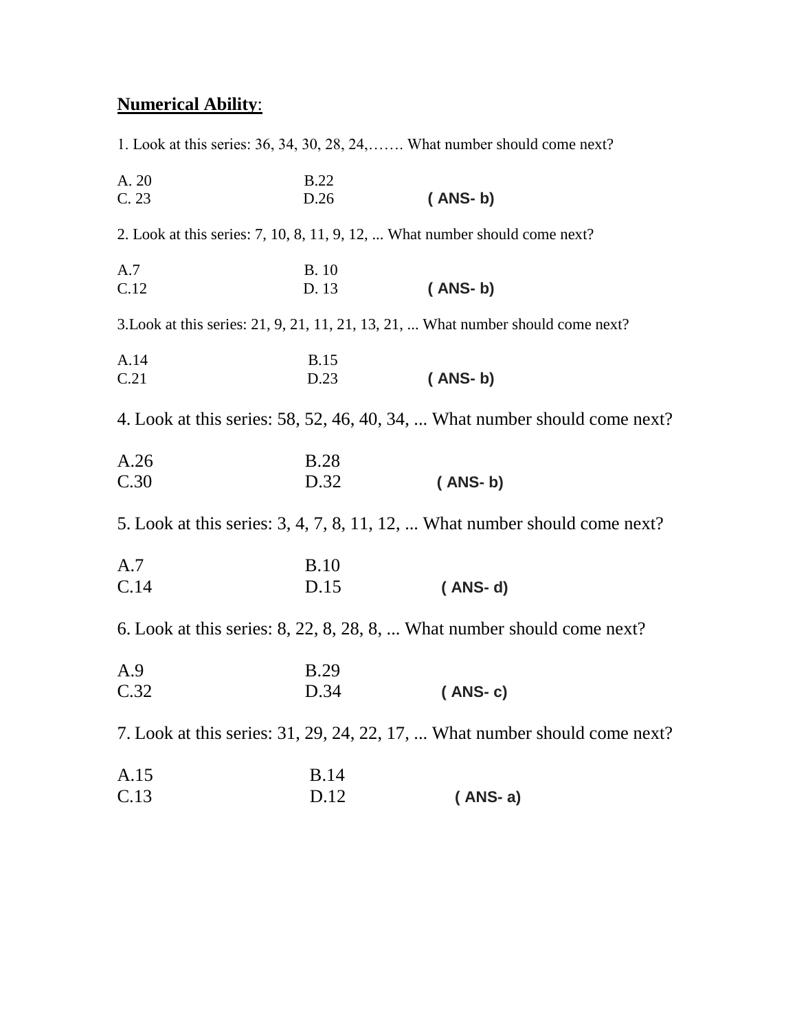## **Numerical Ability**:

1. Look at this series: 36, 34, 30, 28, 24,……. What number should come next?

A. 20 B.22
C. 23 D.26 **( ANS- b)**

2. Look at this series: 7, 10, 8, 11, 9, 12, ... What number should come next?

A.7 B. 10
C.12 D. 13 **( ANS- b)**

3.Look at this series: 21, 9, 21, 11, 21, 13, 21, ... What number should come next?

A.14 B.15
C.21 D.23 **( ANS- b)**

4. Look at this series: 58, 52, 46, 40, 34, ... What number should come next?

A.26 B.28
C.30 D.32 **( ANS- b)**

5. Look at this series: 3, 4, 7, 8, 11, 12, ... What number should come next?

A.7 B.10
C.14 D.15 **( ANS- d)**

6. Look at this series: 8, 22, 8, 28, 8, ... What number should come next?

A.9 B.29
C.32 D.34 **( ANS- c)**

7. Look at this series: 31, 29, 24, 22, 17, ... What number should come next?

A.15 B.14
C.13 D.12 **( ANS- a)**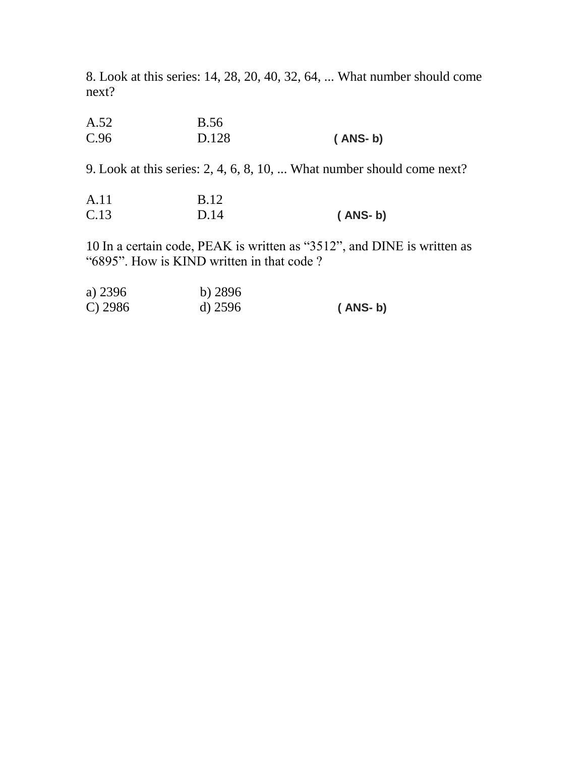8. Look at this series: 14, 28, 20, 40, 32, 64, ... What number should come next?

A.52 B.56
C.96 D.128 **( ANS- b)**

9. Look at this series: 2, 4, 6, 8, 10, ... What number should come next?

A.11 B.12
C.13 D.14 **( ANS- b)**

10 In a certain code, PEAK is written as “3512”, and DINE is written as “6895”. How is KIND written in that code ?

a) 2396 b) 2896
C) 2986 d) 2596 **( ANS- b)**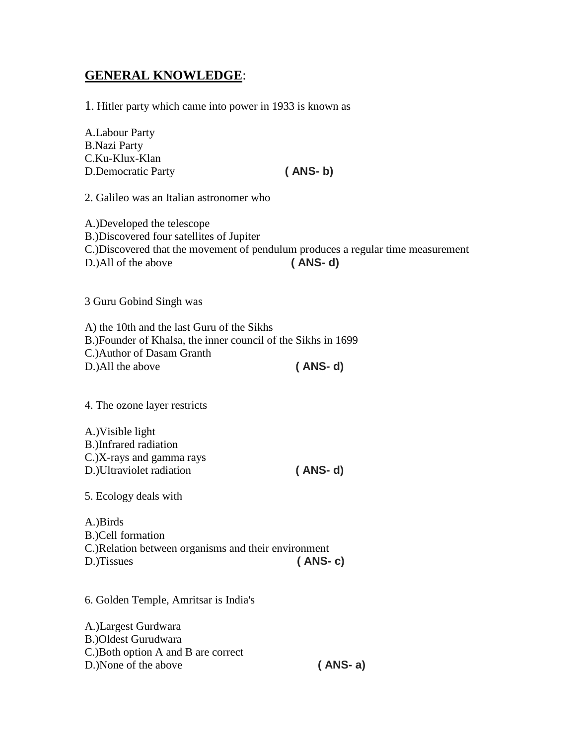## **<u>GENERAL KNOWLEDGE</u>**:

1. Hitler party which came into power in 1933 is known as

A.Labour Party
B.Nazi Party
C.Ku-Klux-Klan
D.Democratic Party **( ANS- b)**

2. Galileo was an Italian astronomer who

A.)Developed the telescope
B.)Discovered four satellites of Jupiter
C.)Discovered that the movement of pendulum produces a regular time measurement
D.)All of the above **( ANS- d)**

3 Guru Gobind Singh was

A) the 10th and the last Guru of the Sikhs
B.)Founder of Khalsa, the inner council of the Sikhs in 1699
C.)Author of Dasam Granth
D.)All the above **( ANS- d)**

4. The ozone layer restricts

A.)Visible light
B.)Infrared radiation
C.)X-rays and gamma rays
D.)Ultraviolet radiation **( ANS- d)**

5. Ecology deals with

A.)Birds
B.)Cell formation
C.)Relation between organisms and their environment
D.)Tissues **( ANS- c)**

6. Golden Temple, Amritsar is India's

A.)Largest Gurdwara
B.)Oldest Gurudwara
C.)Both option A and B are correct
D.)None of the above **( ANS- a)**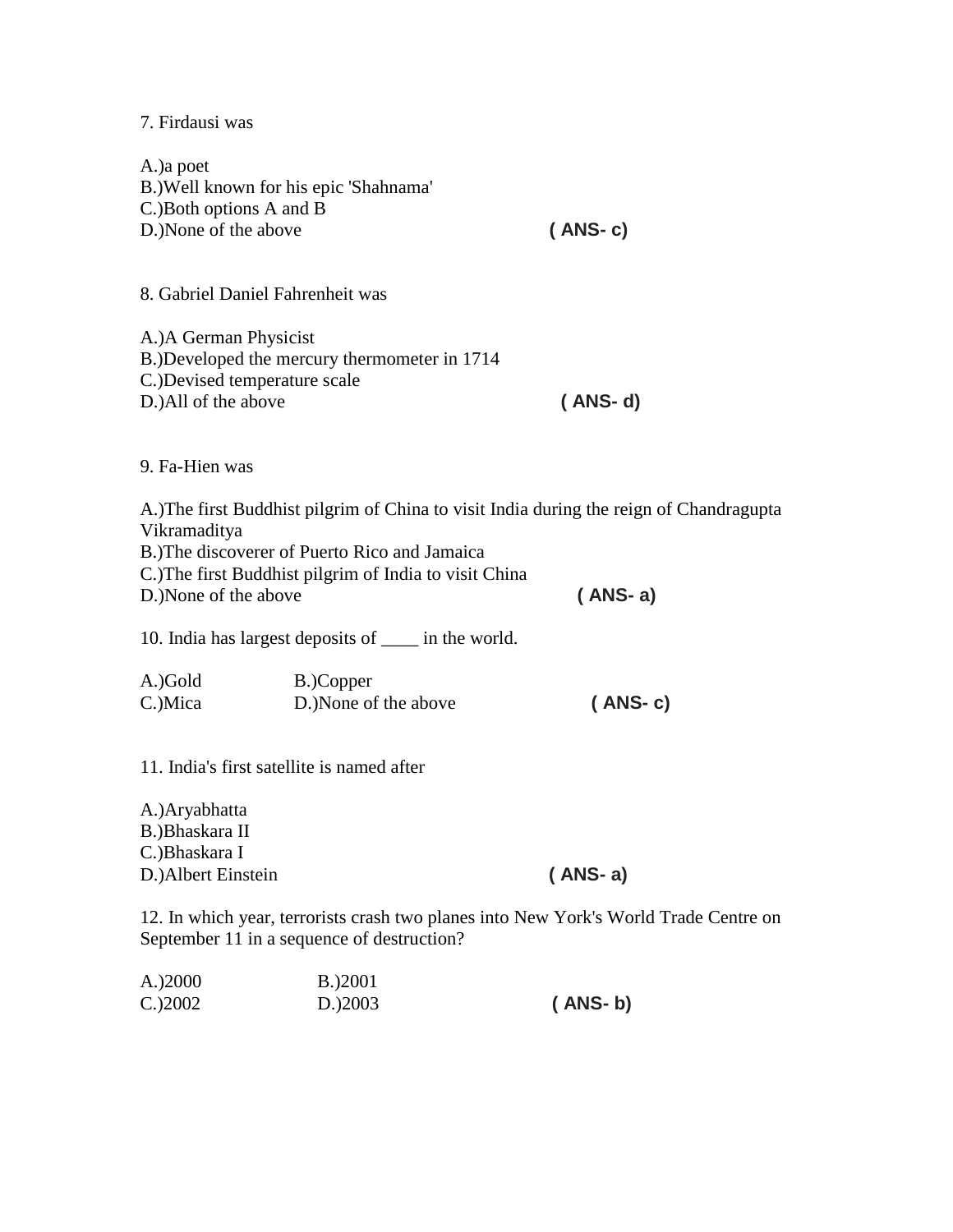7. Firdausi was

A.)a poet
B.)Well known for his epic 'Shahnama'
C.)Both options A and B
D.)None of the above **( ANS- c)**

8. Gabriel Daniel Fahrenheit was

A.)A German Physicist
B.)Developed the mercury thermometer in 1714
C.)Devised temperature scale
D.)All of the above **( ANS- d)**

9. Fa-Hien was

A.)The first Buddhist pilgrim of China to visit India during the reign of Chandragupta Vikramaditya
B.)The discoverer of Puerto Rico and Jamaica
C.)The first Buddhist pilgrim of India to visit China
D.)None of the above **( ANS- a)**

10. India has largest deposits of ____ in the world.

A.)Gold B.)Copper
C.)Mica D.)None of the above **( ANS- c)**

11. India's first satellite is named after

A.)Aryabhatta
B.)Bhaskara II
C.)Bhaskara I
D.)Albert Einstein **( ANS- a)**

12. In which year, terrorists crash two planes into New York's World Trade Centre on September 11 in a sequence of destruction?

A.)2000 B.)2001
C.)2002 D.)2003 **( ANS- b)**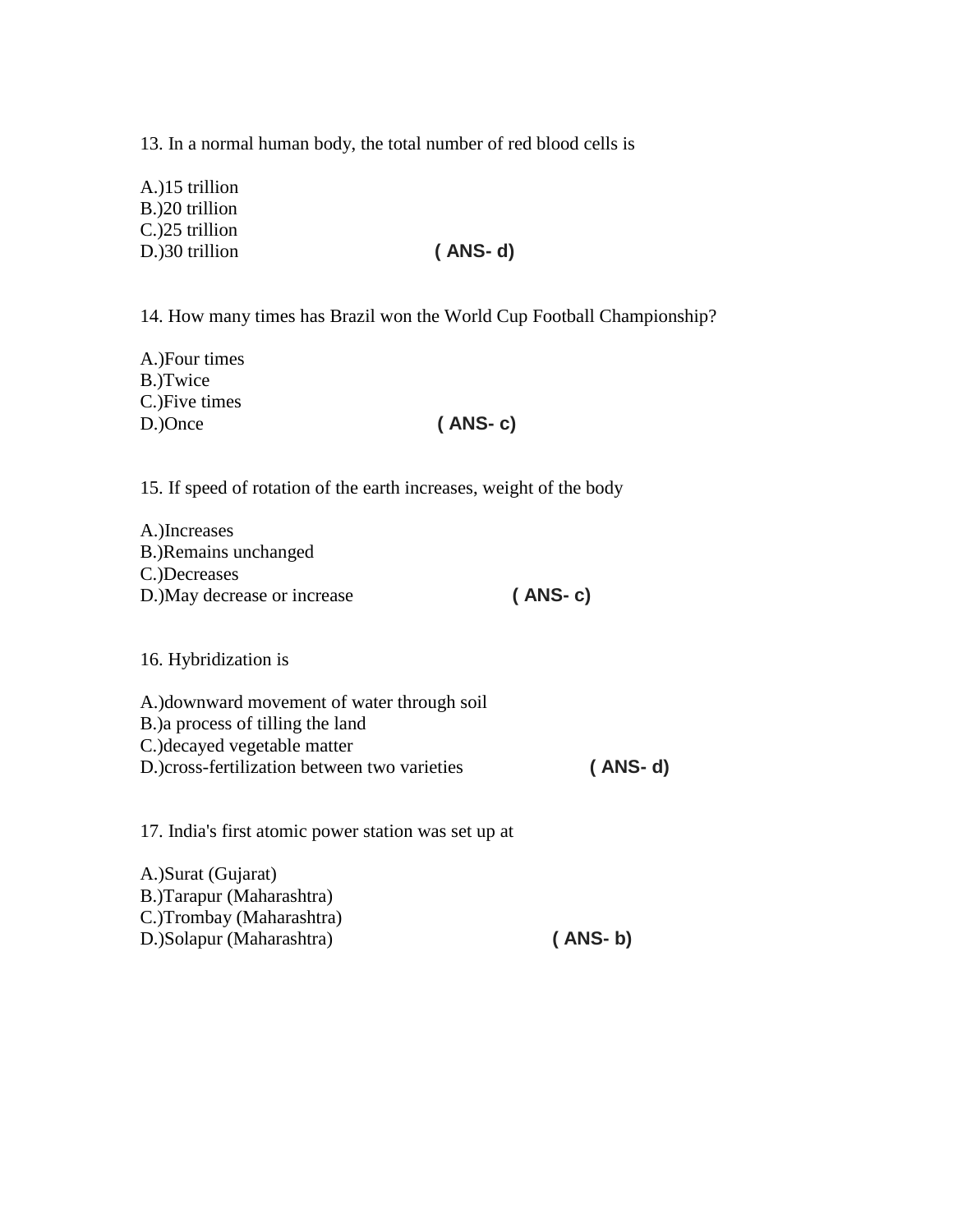13. In a normal human body, the total number of red blood cells is

A.)15 trillion
B.)20 trillion
C.)25 trillion
D.)30 trillion **( ANS- d)**

14. How many times has Brazil won the World Cup Football Championship?

A.)Four times
B.)Twice
C.)Five times
D.)Once **( ANS- c)**

15. If speed of rotation of the earth increases, weight of the body

A.)Increases
B.)Remains unchanged
C.)Decreases
D.)May decrease or increase **( ANS- c)**

16. Hybridization is

A.)downward movement of water through soil
B.)a process of tilling the land
C.)decayed vegetable matter
D.)cross-fertilization between two varieties **( ANS- d)**

17. India's first atomic power station was set up at

A.)Surat (Gujarat)
B.)Tarapur (Maharashtra)
C.)Trombay (Maharashtra)
D.)Solapur (Maharashtra) **( ANS- b)**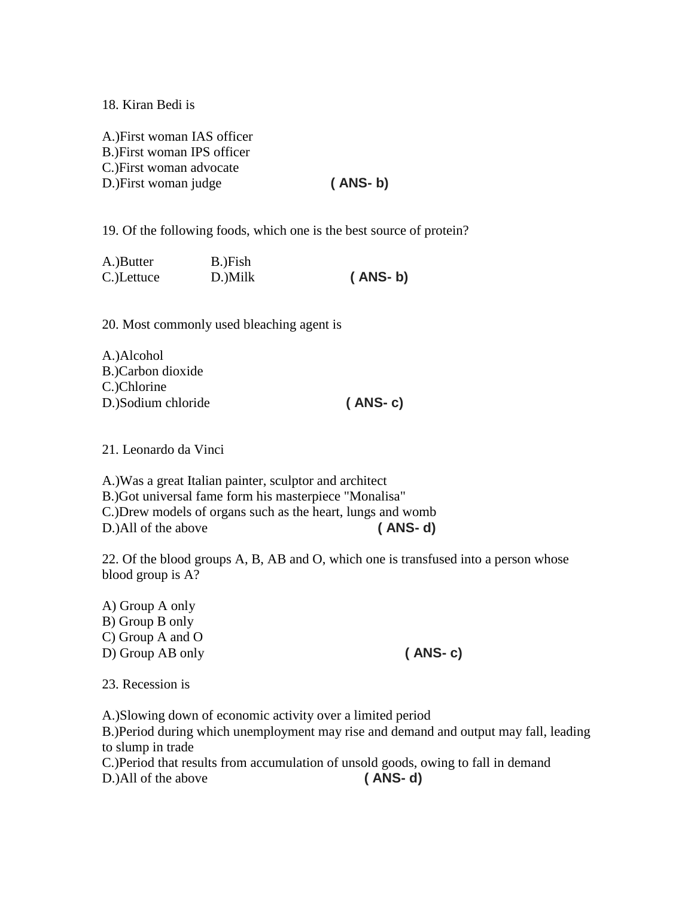18. Kiran Bedi is

A.)First woman IAS officer
B.)First woman IPS officer
C.)First woman advocate
D.)First woman judge **( ANS- b)**

19. Of the following foods, which one is the best source of protein?

A.)Butter B.)Fish
C.)Lettuce D.)Milk **( ANS- b)**

20. Most commonly used bleaching agent is

A.)Alcohol
B.)Carbon dioxide
C.)Chlorine
D.)Sodium chloride **( ANS- c)**

21. Leonardo da Vinci

A.)Was a great Italian painter, sculptor and architect
B.)Got universal fame form his masterpiece "Monalisa"
C.)Drew models of organs such as the heart, lungs and womb
D.)All of the above **( ANS- d)**

22. Of the blood groups A, B, AB and O, which one is transfused into a person whose blood group is A?

A) Group A only
B) Group B only
C) Group A and O
D) Group AB only **( ANS- c)**

23. Recession is

A.)Slowing down of economic activity over a limited period
B.)Period during which unemployment may rise and demand and output may fall, leading to slump in trade
C.)Period that results from accumulation of unsold goods, owing to fall in demand
D.)All of the above **( ANS- d)**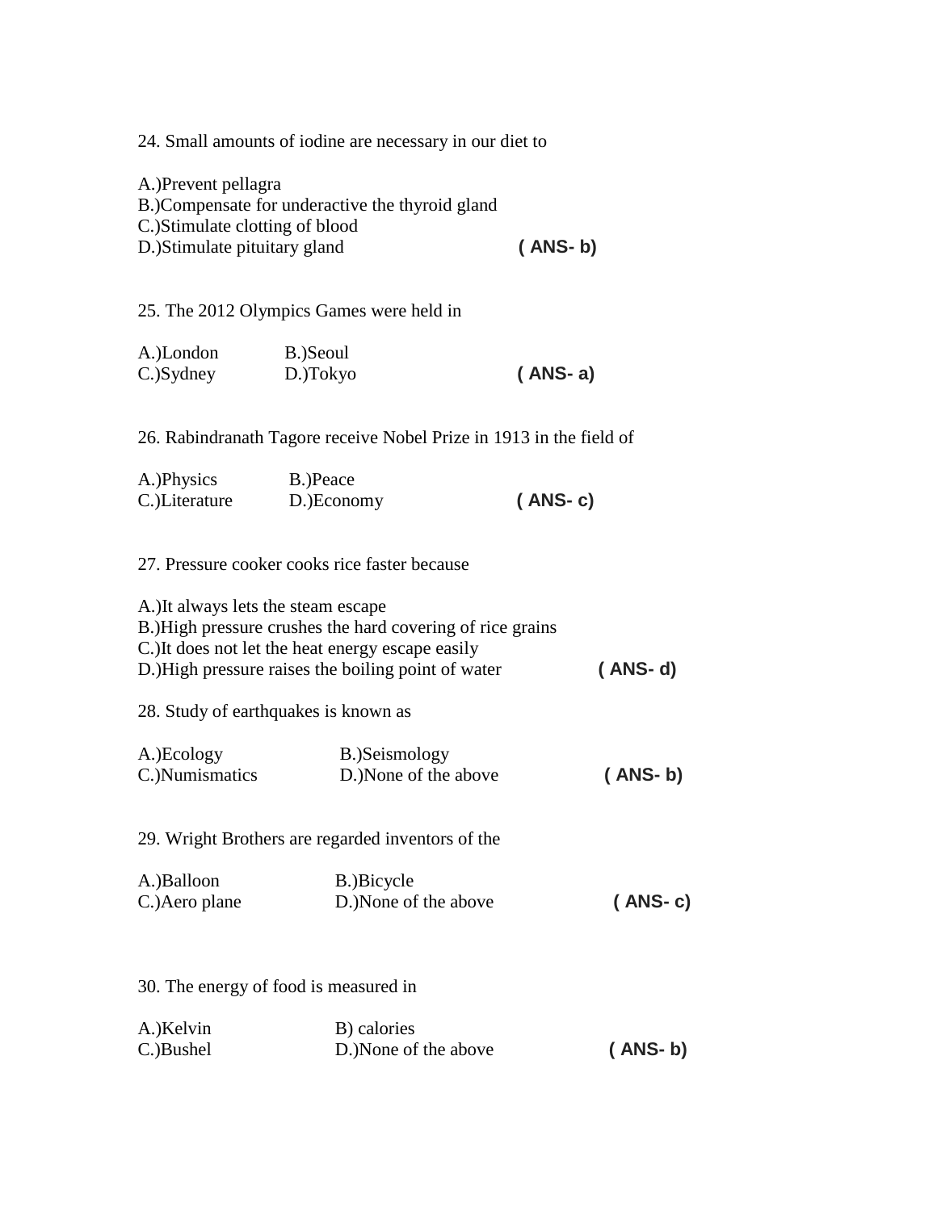24. Small amounts of iodine are necessary in our diet to

A.)Prevent pellagra
B.)Compensate for underactive the thyroid gland
C.)Stimulate clotting of blood
D.)Stimulate pituitary gland **( ANS- b)**

25. The 2012 Olympics Games were held in

A.)London B.)Seoul
C.)Sydney D.)Tokyo **( ANS- a)**

26. Rabindranath Tagore receive Nobel Prize in 1913 in the field of

A.)Physics B.)Peace
C.)Literature D.)Economy **( ANS- c)**

27. Pressure cooker cooks rice faster because

A.)It always lets the steam escape
B.)High pressure crushes the hard covering of rice grains
C.)It does not let the heat energy escape easily
D.)High pressure raises the boiling point of water **( ANS- d)**

28. Study of earthquakes is known as

A.)Ecology B.)Seismology
C.)Numismatics D.)None of the above **( ANS- b)**

29. Wright Brothers are regarded inventors of the

A.)Balloon B.)Bicycle
C.)Aero plane D.)None of the above **( ANS- c)**

30. The energy of food is measured in

A.)Kelvin B) calories
C.)Bushel D.)None of the above **( ANS- b)**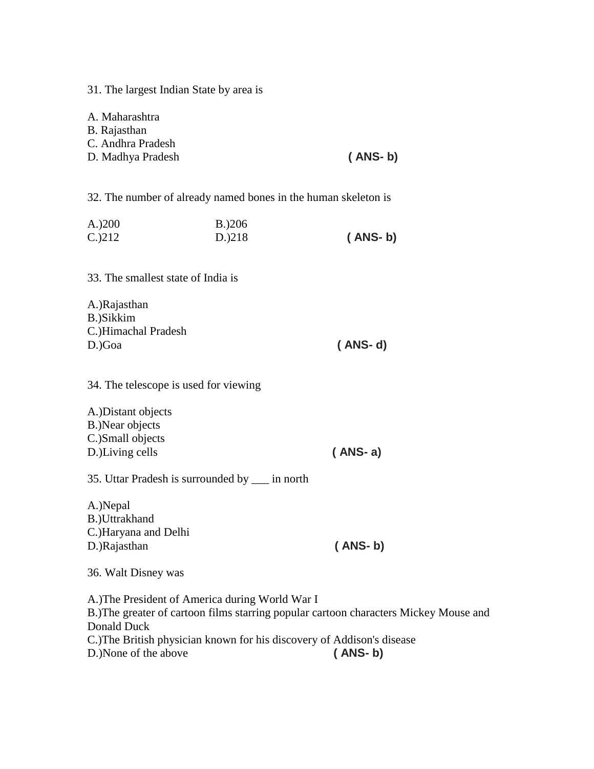31. The largest Indian State by area is

A. Maharashtra
B. Rajasthan
C. Andhra Pradesh
D. Madhya Pradesh **( ANS- b)**

32. The number of already named bones in the human skeleton is

A.)200 B.)206
C.)212 D.)218 **( ANS- b)**

33. The smallest state of India is

A.)Rajasthan
B.)Sikkim
C.)Himachal Pradesh
D.)Goa **( ANS- d)**

34. The telescope is used for viewing

A.)Distant objects
B.)Near objects
C.)Small objects
D.)Living cells **( ANS- a)**

35. Uttar Pradesh is surrounded by ___ in north

A.)Nepal
B.)Uttrakhand
C.)Haryana and Delhi
D.)Rajasthan **( ANS- b)**

36. Walt Disney was

A.)The President of America during World War I
B.)The greater of cartoon films starring popular cartoon characters Mickey Mouse and Donald Duck
C.)The British physician known for his discovery of Addison's disease
D.)None of the above **( ANS- b)**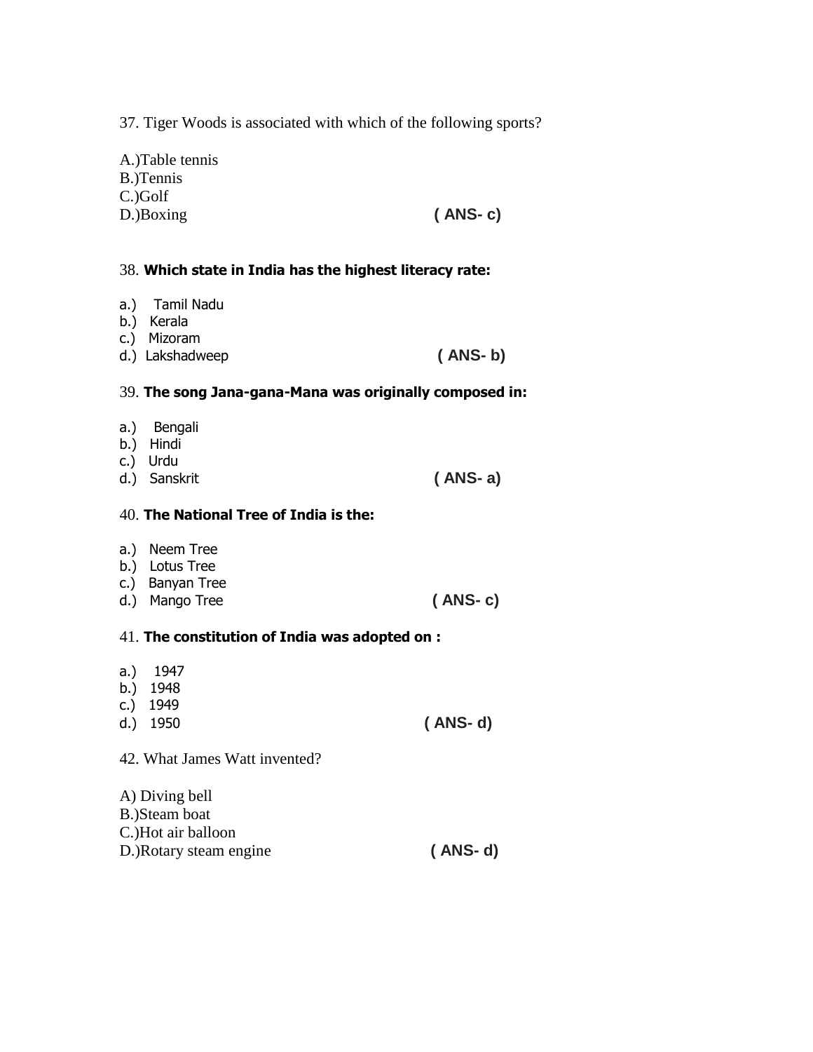37. Tiger Woods is associated with which of the following sports?

A.)Table tennis
B.)Tennis
C.)Golf
D.)Boxing **( ANS- c)**

38. **Which state in India has the highest literacy rate:**

a.) Tamil Nadu
b.) Kerala
c.) Mizoram
d.) Lakshadweep **( ANS- b)**

39. **The song Jana-gana-Mana was originally composed in:**

a.) Bengali
b.) Hindi
c.) Urdu
d.) Sanskrit **( ANS- a)**

40. **The National Tree of India is the:**

a.) Neem Tree
b.) Lotus Tree
c.) Banyan Tree
d.) Mango Tree **( ANS- c)**

41. **The constitution of India was adopted on :**

a.) 1947
b.) 1948
c.) 1949
d.) 1950 **( ANS- d)**

42. What James Watt invented?

A) Diving bell
B.)Steam boat
C.)Hot air balloon
D.)Rotary steam engine **( ANS- d)**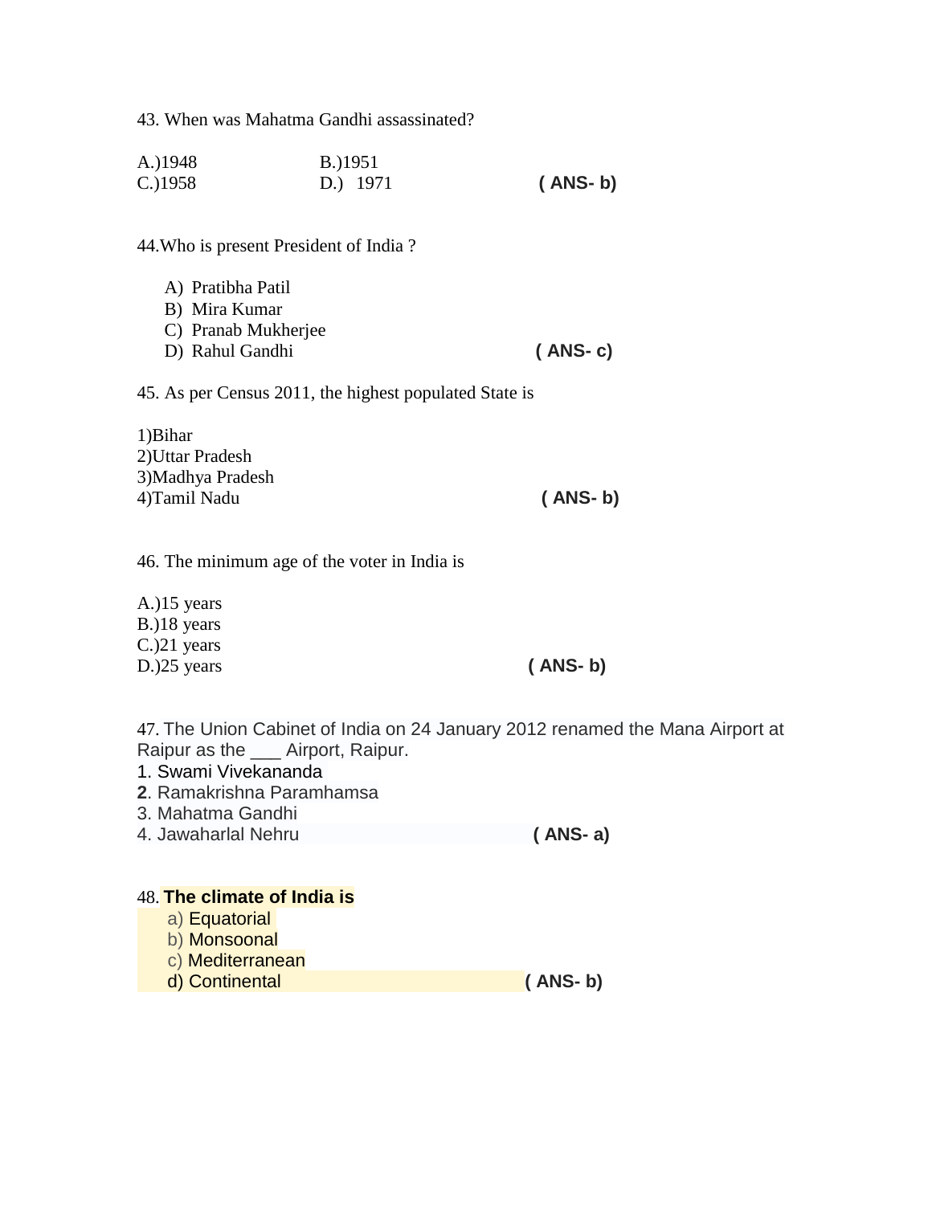43. When was Mahatma Gandhi assassinated?

A.)1948 B.)1951
C.)1958 D.) 1971 **( ANS- b)**

44.Who is present President of India ?

A) Pratibha Patil
B) Mira Kumar
C) Pranab Mukherjee
D) Rahul Gandhi **( ANS- c)**

45. As per Census 2011, the highest populated State is

1)Bihar
2)Uttar Pradesh
3)Madhya Pradesh
4)Tamil Nadu **( ANS- b)**

46. The minimum age of the voter in India is

A.)15 years
B.)18 years
C.)21 years
D.)25 years **( ANS- b)**

47. The Union Cabinet of India on 24 January 2012 renamed the Mana Airport at Raipur as the ___ Airport, Raipur.
1. Swami Vivekananda
**2**. Ramakrishna Paramhamsa
3. Mahatma Gandhi
4. Jawaharlal Nehru **( ANS- a)**

48. **The climate of India is**
a) Equatorial
b) Monsoonal
c) Mediterranean
d) Continental **( ANS- b)**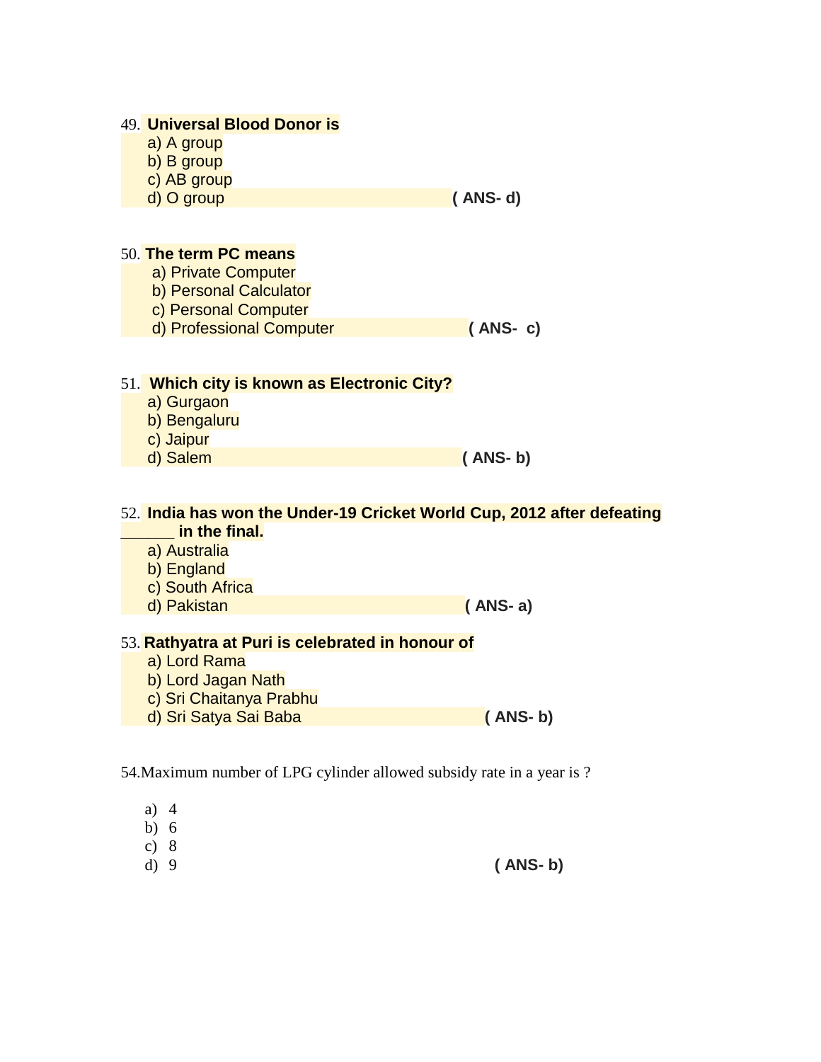49. **Universal Blood Donor is**

a) A group
b) B group
c) AB group
d) O group **( ANS- d)**

50. **The term PC means**

a) Private Computer
b) Personal Calculator
c) Personal Computer
d) Professional Computer **( ANS- c)**

51. **Which city is known as Electronic City?**

a) Gurgaon
b) Bengaluru
c) Jaipur
d) Salem **( ANS- b)**

52. **India has won the Under-19 Cricket World Cup, 2012 after defeating ______ in the final.**

a) Australia
b) England
c) South Africa
d) Pakistan **( ANS- a)**

53. **Rathyatra at Puri is celebrated in honour of**

a) Lord Rama
b) Lord Jagan Nath
c) Sri Chaitanya Prabhu
d) Sri Satya Sai Baba **( ANS- b)**

54.Maximum number of LPG cylinder allowed subsidy rate in a year is ?

a) 4
b) 6
c) 8
d) 9 **( ANS- b)**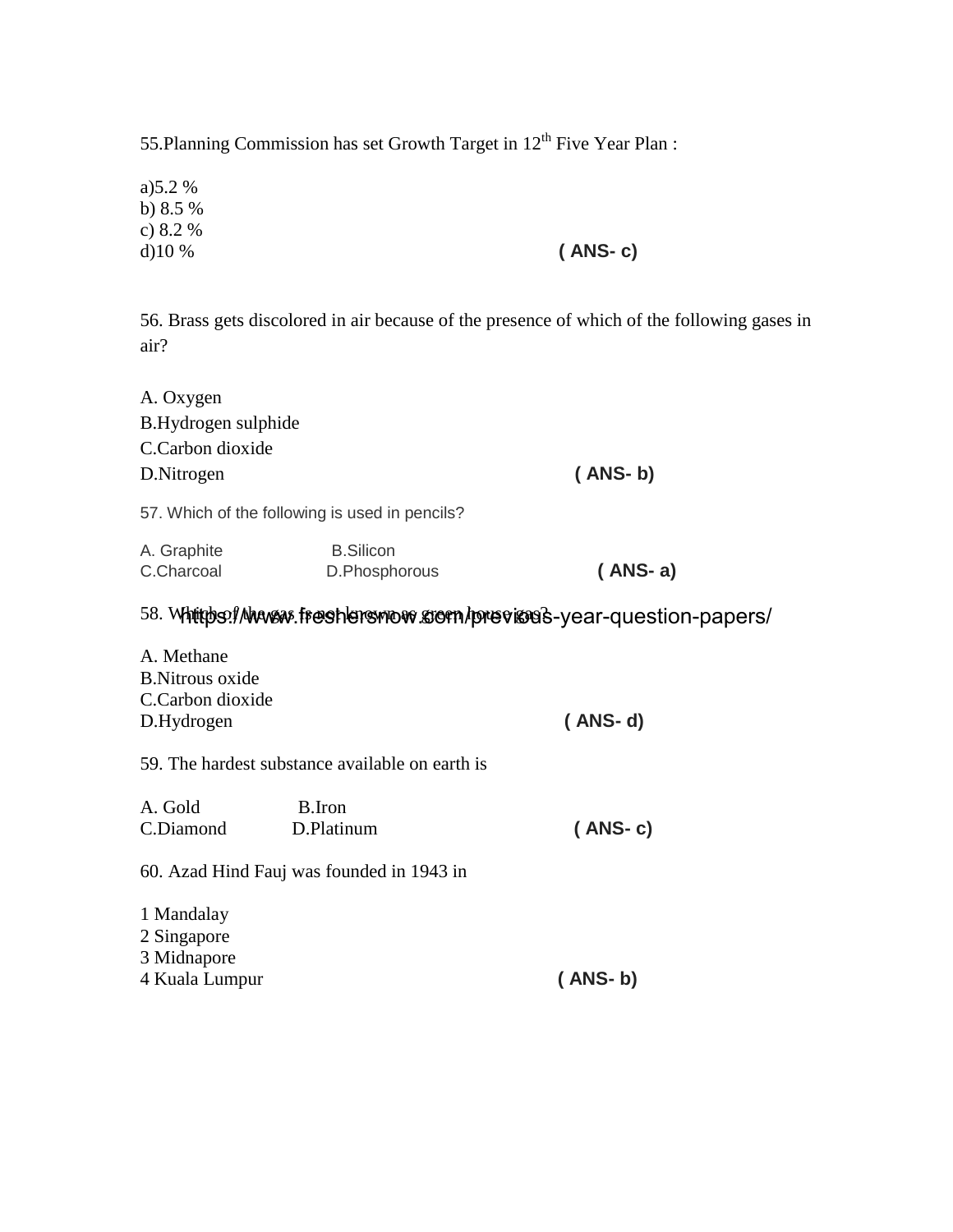55.Planning Commission has set Growth Target in 12th Five Year Plan :

a)5.2 %
b) 8.5 %
c) 8.2 %
d)10 % **( ANS- c)**

56. Brass gets discolored in air because of the presence of which of the following gases in air?

A. Oxygen
B.Hydrogen sulphide
C.Carbon dioxide
D.Nitrogen **( ANS- b)**

57. Which of the following is used in pencils?

A. Graphite B.Silicon
C.Charcoal D.Phosphorous **( ANS- a)**

58. Which of the gas is not known as green house gas?

https://www.freshersnow.com/previous-year-question-papers/

A. Methane
B.Nitrous oxide
C.Carbon dioxide
D.Hydrogen **( ANS- d)**

59. The hardest substance available on earth is

A. Gold B.Iron
C.Diamond D.Platinum **( ANS- c)**

60. Azad Hind Fauj was founded in 1943 in

1 Mandalay
2 Singapore
3 Midnapore
4 Kuala Lumpur **( ANS- b)**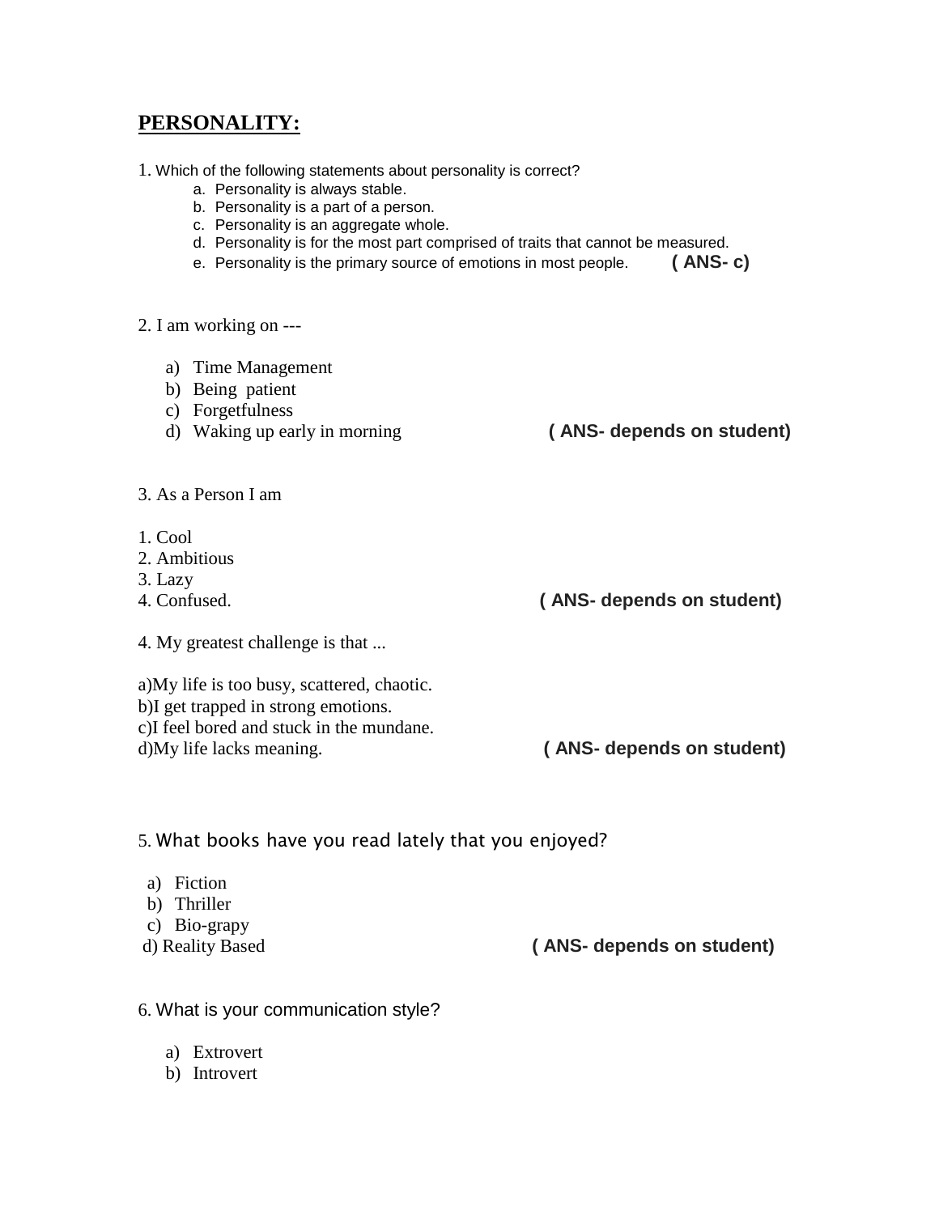## PERSONALITY:

1. Which of the following statements about personality is correct?

   a. Personality is always stable.
   b. Personality is a part of a person.
   c. Personality is an aggregate whole.
   d. Personality is for the most part comprised of traits that cannot be measured.
   e. Personality is the primary source of emotions in most people. **( ANS- c)**

2. I am working on ---

   a) Time Management
   b) Being patient
   c) Forgetfulness
   d) Waking up early in morning **( ANS- depends on student)**

3. As a Person I am

1. Cool
2. Ambitious
3. Lazy
4. Confused. **( ANS- depends on student)**

4. My greatest challenge is that ...

a)My life is too busy, scattered, chaotic.
b)I get trapped in strong emotions.
c)I feel bored and stuck in the mundane.
d)My life lacks meaning. **( ANS- depends on student)**

5. What books have you read lately that you enjoyed?

   a) Fiction
   b) Thriller
   c) Bio-grapy
   d) Reality Based **( ANS- depends on student)**

6. What is your communication style?

   a) Extrovert
   b) Introvert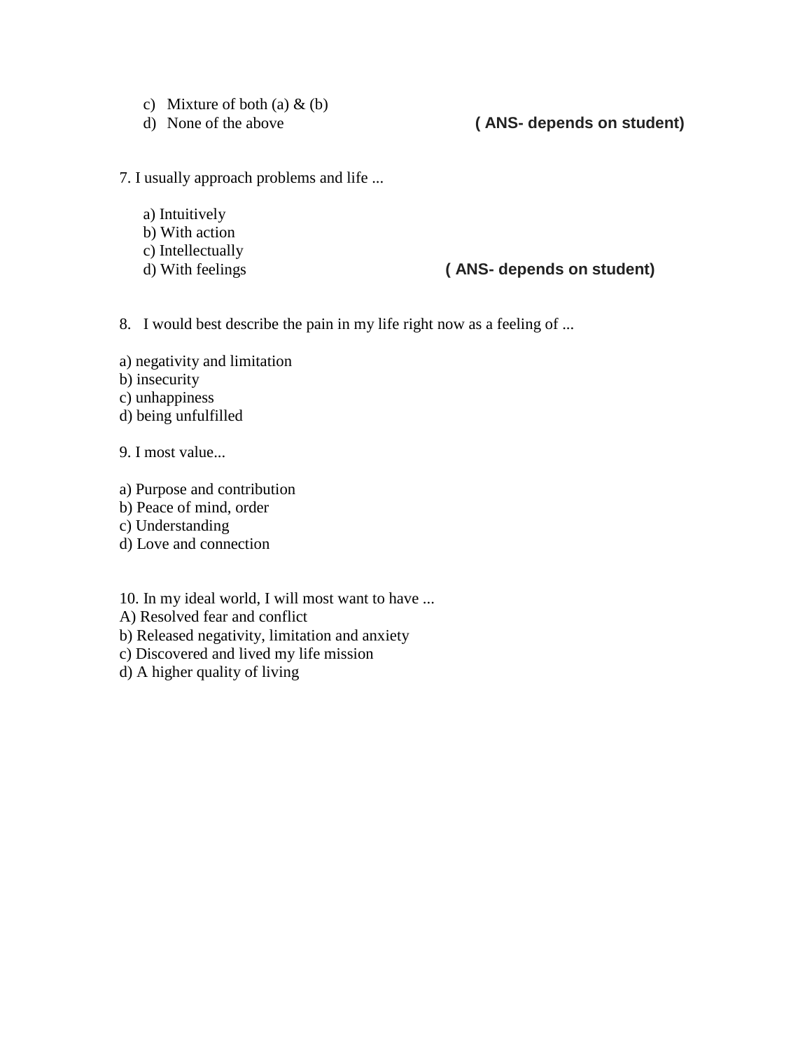c) Mixture of both (a) & (b)
d) None of the above **( ANS- depends on student)**

7. I usually approach problems and life ...

a) Intuitively
b) With action
c) Intellectually
d) With feelings **( ANS- depends on student)**

8. I would best describe the pain in my life right now as a feeling of ...

a) negativity and limitation
b) insecurity
c) unhappiness
d) being unfulfilled

9. I most value...

a) Purpose and contribution
b) Peace of mind, order
c) Understanding
d) Love and connection

10. In my ideal world, I will most want to have ...
A) Resolved fear and conflict
b) Released negativity, limitation and anxiety
c) Discovered and lived my life mission
d) A higher quality of living